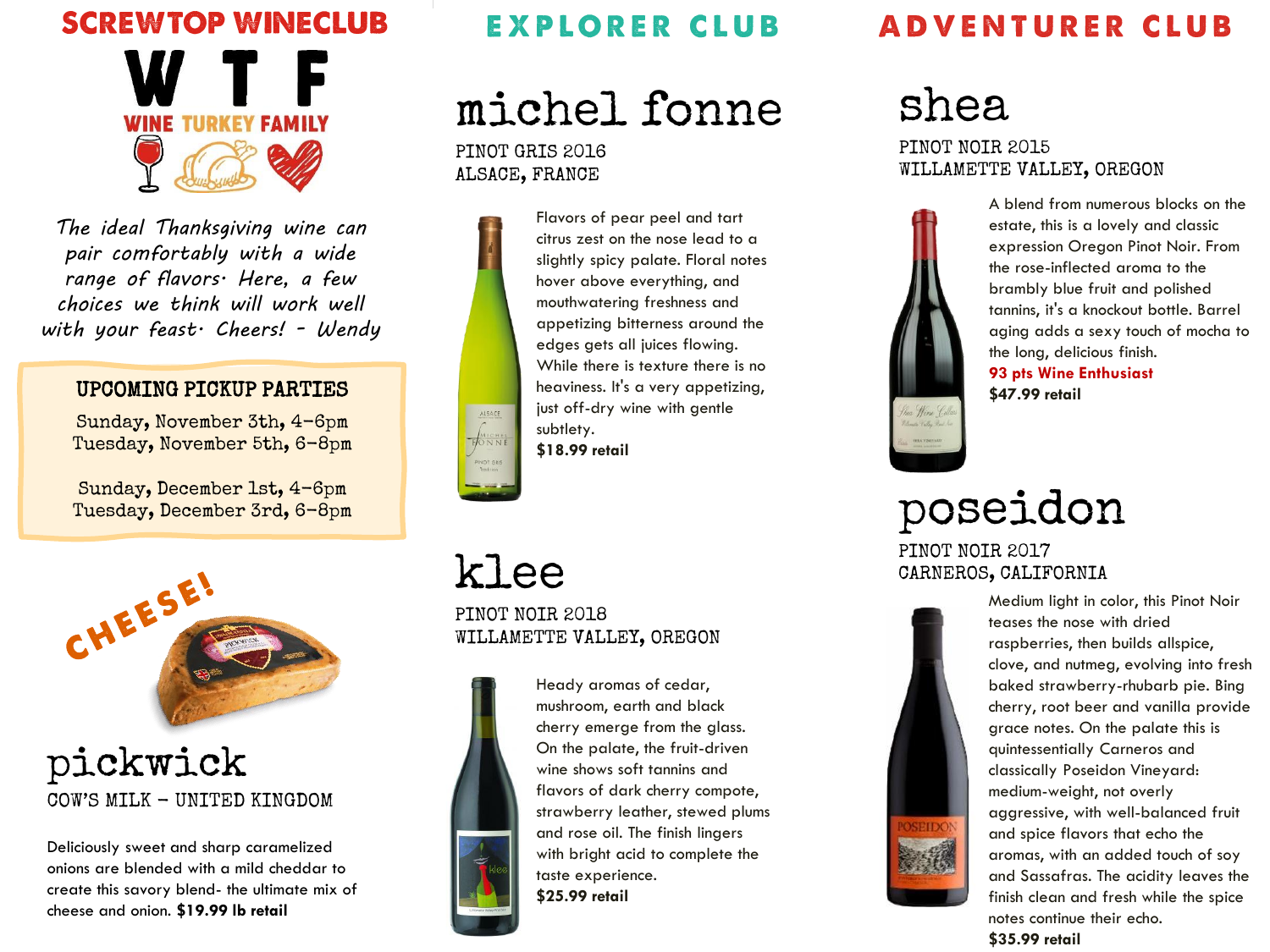# SCREWTOP WINECLUB

**W T F**

**WINE TURKEY FAMILY**

*The ideal Thanksgiving wine can pair comfortably with a wide range of flavors. Here, a few choices we think will work well with your feast. Cheers! - Wendy*

### UPCOMING PICKUP PARTIES

Sunday, November 3th, 4-6pm
Tuesday, November 5th, 6-8pm

Sunday, December 1st, 4-6pm
Tuesday, December 3rd, 6-8pm

**CHEESE!**

## pickwick

COW'S MILK – UNITED KINGDOM

Deliciously sweet and sharp caramelized onions are blended with a mild cheddar to create this savory blend- the ultimate mix of cheese and onion. **$19.99 lb retail**

# EXPLORER CLUB

## michel fonne

PINOT GRIS 2016
ALSACE, FRANCE

Flavors of pear peel and tart citrus zest on the nose lead to a slightly spicy palate. Floral notes hover above everything, and mouthwatering freshness and appetizing bitterness around the edges gets all juices flowing. While there is texture there is no heaviness. It's a very appetizing, just off-dry wine with gentle subtlety.
**$18.99 retail**

## klee

PINOT NOIR 2018
WILLAMETTE VALLEY, OREGON

Heady aromas of cedar, mushroom, earth and black cherry emerge from the glass. On the palate, the fruit-driven wine shows soft tannins and flavors of dark cherry compote, strawberry leather, stewed plums and rose oil. The finish lingers with bright acid to complete the taste experience.
**$25.99 retail**

# ADVENTURER CLUB

## shea

PINOT NOIR 2015
WILLAMETTE VALLEY, OREGON

A blend from numerous blocks on the estate, this is a lovely and classic expression Oregon Pinot Noir. From the rose-inflected aroma to the brambly blue fruit and polished tannins, it's a knockout bottle. Barrel aging adds a sexy touch of mocha to the long, delicious finish.
**93 pts Wine Enthusiast**
**$47.99 retail**

## poseidon

PINOT NOIR 2017
CARNEROS, CALIFORNIA

Medium light in color, this Pinot Noir teases the nose with dried raspberries, then builds allspice, clove, and nutmeg, evolving into fresh baked strawberry-rhubarb pie. Bing cherry, root beer and vanilla provide grace notes. On the palate this is quintessentially Carneros and classically Poseidon Vineyard: medium-weight, not overly aggressive, with well-balanced fruit and spice flavors that echo the aromas, with an added touch of soy and Sassafras. The acidity leaves the finish clean and fresh while the spice notes continue their echo.
**$35.99 retail**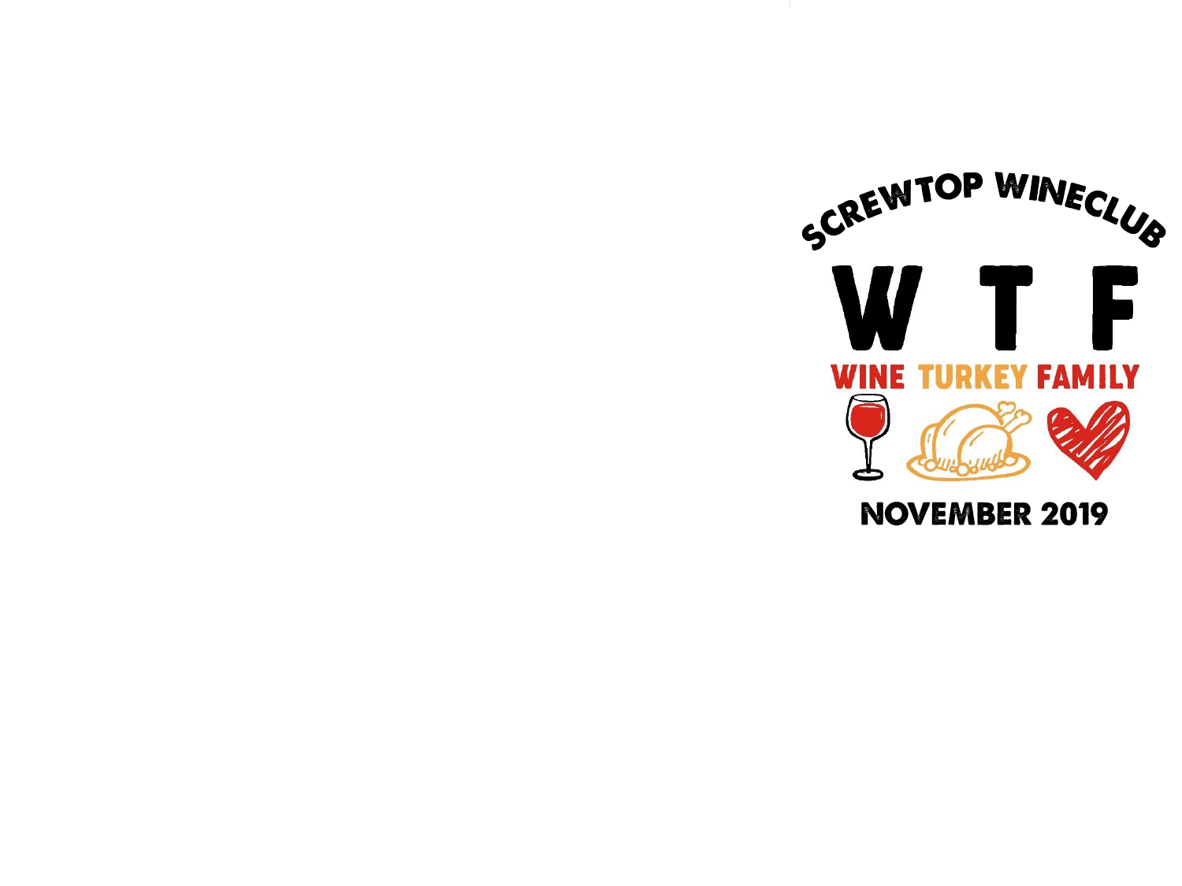SCREWTOP WINECLUB

# W T F

WINE TURKEY FAMILY

NOVEMBER 2019